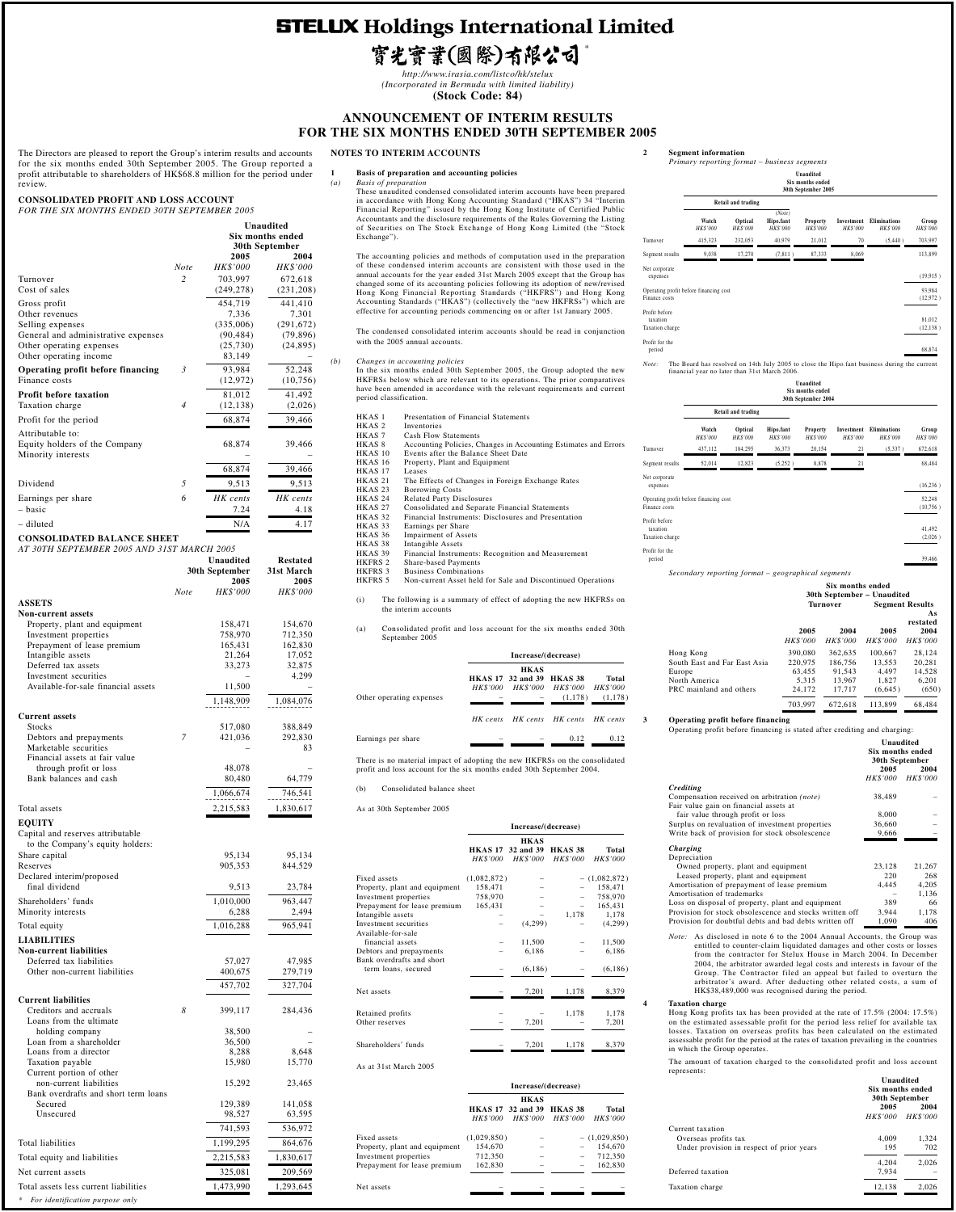# STELUX Holdings International Limited

# 寶光實業(國際)有限公司*

*http://www.irasia.com/listco/hk/stelux*

*(Incorporated in Bermuda with limited liability)*

**(Stock Code: 84)**

## ANNOUNCEMENT OF INTERIM RESULTS FOR THE SIX MONTHS ENDED 30TH SEPTEMBER 2005

The Directors are pleased to report the Group's interim results and accounts for the six months ended 30th September 2005. The Group reported a profit attributable to shareholders of HK$68.8 million for the period under review.

### CONSOLIDATED PROFIT AND LOSS ACCOUNT

*FOR THE SIX MONTHS ENDED 30TH SEPTEMBER 2005*

| | Note | Unaudited Six months ended 30th September 2005 HK$'000 | 2004 HK$'000 |
|---|---|---|---|
| Turnover | 2 | 703,997 | 672,618 |
| Cost of sales | | (249,278) | (231,208) |
| Gross profit | | 454,719 | 441,410 |
| Other revenues | | 7,336 | 7,301 |
| Selling expenses | | (335,006) | (291,672) |
| General and administrative expenses | | (90,484) | (79,896) |
| Other operating expenses | | (25,730) | (24,895) |
| Other operating income | | 83,149 | – |
| **Operating profit before financing** | 3 | 93,984 | 52,248 |
| Finance costs | | (12,972) | (10,756) |
| **Profit before taxation** | | 81,012 | 41,492 |
| Taxation charge | 4 | (12,138) | (2,026) |
| Profit for the period | | 68,874 | 39,466 |
| Attributable to: | | | |
| Equity holders of the Company | | 68,874 | 39,466 |
| Minority interests | | – | – |
| | | 68,874 | 39,466 |
| Dividend | 5 | 9,513 | 9,513 |
| Earnings per share | 6 | HK cents | HK cents |
| – basic | | 7.24 | 4.18 |
| – diluted | | N/A | 4.17 |

### CONSOLIDATED BALANCE SHEET

*AT 30TH SEPTEMBER 2005 AND 31ST MARCH 2005*

| | Note | Unaudited 30th September 2005 HK$'000 | Restated 31st March 2005 HK$'000 |
|---|---|---|---|
| **ASSETS** | | | |
| **Non-current assets** | | | |
| Property, plant and equipment | | 158,471 | 154,670 |
| Investment properties | | 758,970 | 712,350 |
| Prepayment of lease premium | | 165,431 | 162,830 |
| Intangible assets | | 21,264 | 17,052 |
| Deferred tax assets | | 33,273 | 32,875 |
| Investment securities | | – | 4,299 |
| Available-for-sale financial assets | | 11,500 | – |
| | | 1,148,909 | 1,084,076 |
| **Current assets** | | | |
| Stocks | | 517,080 | 388,849 |
| Debtors and prepayments | 7 | 421,036 | 292,830 |
| Marketable securities | | – | 83 |
| Financial assets at fair value through profit or loss | | 48,078 | – |
| Bank balances and cash | | 80,480 | 64,779 |
| | | 1,066,674 | 746,541 |
| Total assets | | 2,215,583 | 1,830,617 |
| **EQUITY** | | | |
| Capital and reserves attributable to the Company's equity holders: | | | |
| Share capital | | 95,134 | 95,134 |
| Reserves | | 905,353 | 844,529 |
| Declared interim/proposed final dividend | | 9,513 | 23,784 |
| Shareholders' funds | | 1,010,000 | 963,447 |
| Minority interests | | 6,288 | 2,494 |
| Total equity | | 1,016,288 | 965,941 |
| **LIABILITIES** | | | |
| **Non-current liabilities** | | | |
| Deferred tax liabilities | | 57,027 | 47,985 |
| Other non-current liabilities | | 400,675 | 279,719 |
| | | 457,702 | 327,704 |
| **Current liabilities** | | | |
| Creditors and accruals | 8 | 399,117 | 284,436 |
| Loans from the ultimate holding company | | 38,500 | – |
| Loan from a shareholder | | 36,500 | – |
| Loans from a director | | 8,288 | 8,648 |
| Taxation payable | | 15,980 | 15,770 |
| Current portion of other non-current liabilities | | 15,292 | 23,465 |
| Bank overdrafts and short term loans | | | |
| Secured | | 129,389 | 141,058 |
| Unsecured | | 98,527 | 63,595 |
| | | 741,593 | 536,972 |
| Total liabilities | | 1,199,295 | 864,676 |
| Total equity and liabilities | | 2,215,583 | 1,830,617 |
| Net current assets | | 325,081 | 209,569 |
| Total assets less current liabilities | | 1,473,990 | 1,293,645 |

\* For identification purpose only

## NOTES TO INTERIM ACCOUNTS

### 1 Basis of preparation and accounting policies

*(a) Basis of preparation*

These unaudited condensed consolidated interim accounts have been prepared in accordance with Hong Kong Accounting Standard ("HKAS") 34 "Interim Financial Reporting" issued by the Hong Kong Institute of Certified Public Accountants and the disclosure requirements of the Rules Governing the Listing of Securities on The Stock Exchange of Hong Kong Limited (the "Stock Exchange").

The accounting policies and methods of computation used in the preparation of these condensed interim accounts are consistent with those used in the annual accounts for the year ended 31st March 2005 except that the Group has changed some of its accounting policies following its adoption of new/revised Hong Kong Financial Reporting Standards ("HKFRS") and Hong Kong Accounting Standards ("HKAS") (collectively the "new HKFRSs") which are effective for accounting periods commencing on or after 1st January 2005.

The condensed consolidated interim accounts should be read in conjunction with the 2005 annual accounts.

*(b) Changes in accounting policies*

In the six months ended 30th September 2005, the Group adopted the new HKFRSs below which are relevant to its operations. The prior comparatives have been amended in accordance with the relevant requirements and current period classification.

| | |
|---|---|
| HKAS 1 | Presentation of Financial Statements |
| HKAS 2 | Inventories |
| HKAS 7 | Cash Flow Statements |
| HKAS 8 | Accounting Policies, Changes in Accounting Estimates and Errors |
| HKAS 10 | Events after the Balance Sheet Date |
| HKAS 16 | Property, Plant and Equipment |
| HKAS 17 | Leases |
| HKAS 21 | The Effects of Changes in Foreign Exchange Rates |
| HKAS 23 | Borrowing Costs |
| HKAS 24 | Related Party Disclosures |
| HKAS 27 | Consolidated and Separate Financial Statements |
| HKAS 32 | Financial Instruments: Disclosures and Presentation |
| HKAS 33 | Earnings per Share |
| HKAS 36 | Impairment of Assets |
| HKAS 38 | Intangible Assets |
| HKAS 39 | Financial Instruments: Recognition and Measurement |
| HKFRS 2 | Share-based Payments |
| HKFRS 3 | Business Combinations |
| HKFRS 5 | Non-current Asset held for Sale and Discontinued Operations |

(i) The following is a summary of effect of adopting the new HKFRSs on the interim accounts

(a) Consolidated profit and loss account for the six months ended 30th September 2005

| | Increase/(decrease) | | | |
|---|---|---|---|---|
| | HKAS 17 HK$'000 | HKAS 32 and 39 HK$'000 | HKAS 38 HK$'000 | Total HK$'000 |
| Other operating expenses | – | – | (1,178) | (1,178) |
| | HK cents | HK cents | HK cents | HK cents |
| Earnings per share | – | – | 0.12 | 0.12 |

There is no material impact of adopting the new HKFRSs on the consolidated profit and loss account for the six months ended 30th September 2004.

(b) Consolidated balance sheet

As at 30th September 2005

| | Increase/(decrease) | | | |
|---|---|---|---|---|
| | HKAS 17 HK$'000 | HKAS 32 and 39 HK$'000 | HKAS 38 HK$'000 | Total HK$'000 |
| Fixed assets | (1,082,872) | – | – | (1,082,872) |
| Property, plant and equipment | 158,471 | – | – | 158,471 |
| Investment properties | 758,970 | – | – | 758,970 |
| Prepayment for lease premium | 165,431 | – | – | 165,431 |
| Intangible assets | – | – | 1,178 | 1,178 |
| Investment securities | – | (4,299) | – | (4,299) |
| Available-for-sale financial assets | – | 11,500 | – | 11,500 |
| Debtors and prepayments | – | 6,186 | – | 6,186 |
| Bank overdrafts and short term loans, secured | – | (6,186) | – | (6,186) |
| Net assets | – | 7,201 | 1,178 | 8,379 |
| Retained profits | – | – | 1,178 | 1,178 |
| Other reserves | – | 7,201 | – | 7,201 |
| Shareholders' funds | – | 7,201 | 1,178 | 8,379 |

As at 31st March 2005

| | Increase/(decrease) | | | |
|---|---|---|---|---|
| | HKAS 17 HK$'000 | HKAS 32 and 39 HK$'000 | HKAS 38 HK$'000 | Total HK$'000 |
| Fixed assets | (1,029,850) | – | – | (1,029,850) |
| Property, plant and equipment | 154,670 | – | – | 154,670 |
| Investment properties | 712,350 | – | – | 712,350 |
| Prepayment for lease premium | 162,830 | – | – | 162,830 |
| Net assets | – | – | – | – |

### 2 Segment information

*Primary reporting format – business segments*

Unaudited Six months ended 30th September 2005

| | Retail and trading: Watch HK$'000 | Optical HK$'000 | Hipo.fant (Note) HK$'000 | Property HK$'000 | Investment HK$'000 | Eliminations HK$'000 | Group HK$'000 |
|---|---|---|---|---|---|---|---|
| Turnover | 415,323 | 232,053 | 40,979 | 21,012 | 70 | (5,440) | 703,997 |
| Segment results | 9,038 | 17,270 | (7,811) | 87,333 | 8,069 | | 113,899 |
| Net corporate expenses | | | | | | | (19,915) |
| Operating profit before financing cost | | | | | | | 93,984 |
| Finance costs | | | | | | | (12,972) |
| Profit before taxation | | | | | | | 81,012 |
| Taxation charge | | | | | | | (12,138) |
| Profit for the period | | | | | | | 68,874 |

*Note:* The Board has resolved on 14th July 2005 to close the Hipo.fant business during the current financial year no later than 31st March 2006.

Unaudited Six months ended 30th September 2004

| | Retail and trading: Watch HK$'000 | Optical HK$'000 | Hipo.fant HK$'000 | Property HK$'000 | Investment HK$'000 | Eliminations HK$'000 | Group HK$'000 |
|---|---|---|---|---|---|---|---|
| Turnover | 437,112 | 184,295 | 36,373 | 20,154 | 21 | (5,337) | 672,618 |
| Segment results | 52,014 | 12,823 | (5,252) | 8,878 | 21 | | 68,484 |
| Net corporate expenses | | | | | | | (16,236) |
| Operating profit before financing cost | | | | | | | 52,248 |
| Finance costs | | | | | | | (10,756) |
| Profit before taxation | | | | | | | 41,492 |
| Taxation charge | | | | | | | (2,026) |
| Profit for the period | | | | | | | 39,466 |

*Secondary reporting format – geographical segments*

| | Six months ended 30th September – Unaudited: Turnover 2005 HK$'000 | Turnover 2004 HK$'000 | Segment Results 2005 HK$'000 | Segment Results As restated 2004 HK$'000 |
|---|---|---|---|---|
| Hong Kong | 390,080 | 362,635 | 100,667 | 28,124 |
| South East and Far East Asia | 220,975 | 186,756 | 13,553 | 20,281 |
| Europe | 63,455 | 91,543 | 4,497 | 14,528 |
| North America | 5,315 | 13,967 | 1,827 | 6,201 |
| PRC mainland and others | 24,172 | 17,717 | (6,645) | (650) |
| | 703,997 | 672,618 | 113,899 | 68,484 |

### 3 Operating profit before financing

Operating profit before financing is stated after crediting and charging:

| | Unaudited Six months ended 30th September 2005 HK$'000 | 2004 HK$'000 |
|---|---|---|
| ***Crediting*** | | |
| Compensation received on arbitration *(note)* | 38,489 | – |
| Fair value gain on financial assets at fair value through profit or loss | 8,000 | – |
| Surplus on revaluation of investment properties | 36,660 | – |
| Write back of provision for stock obsolescence | 9,666 | – |
| ***Charging*** | | |
| Depreciation | | |
| Owned property, plant and equipment | 23,128 | 21,267 |
| Leased property, plant and equipment | 220 | 268 |
| Amortisation of prepayment of lease premium | 4,445 | 4,205 |
| Amortisation of trademarks | – | 1,136 |
| Loss on disposal of property, plant and equipment | 389 | 66 |
| Provision for stock obsolescence and stocks written off | 3,944 | 1,178 |
| Provision for doubtful debts and bad debts written off | 1,090 | 406 |

*Note:* As disclosed in note 6 to the 2004 Annual Accounts, the Group was entitled to counter-claim liquidated damages and other costs or losses from the contractor for Stelux House in March 2004. In December 2004, the arbitrator awarded legal costs and interests in favour of the Group. The Contractor filed an appeal but failed to overturn the arbitrator's award. After deducting other related costs, a sum of HK$38,489,000 was recognised during the period.

### 4 Taxation charge

Hong Kong profits tax has been provided at the rate of 17.5% (2004: 17.5%) on the estimated assessable profit for the period less relief for available tax losses. Taxation on overseas profits has been calculated on the estimated assessable profit for the period at the rates of taxation prevailing in the countries in which the Group operates.

The amount of taxation charged to the consolidated profit and loss account represents:

| | Unaudited Six months ended 30th September 2005 HK$'000 | 2004 HK$'000 |
|---|---|---|
| Current taxation | | |
| Overseas profits tax | 4,009 | 1,324 |
| Under provision in respect of prior years | 195 | 702 |
| | 4,204 | 2,026 |
| Deferred taxation | 7,934 | – |
| Taxation charge | 12,138 | 2,026 |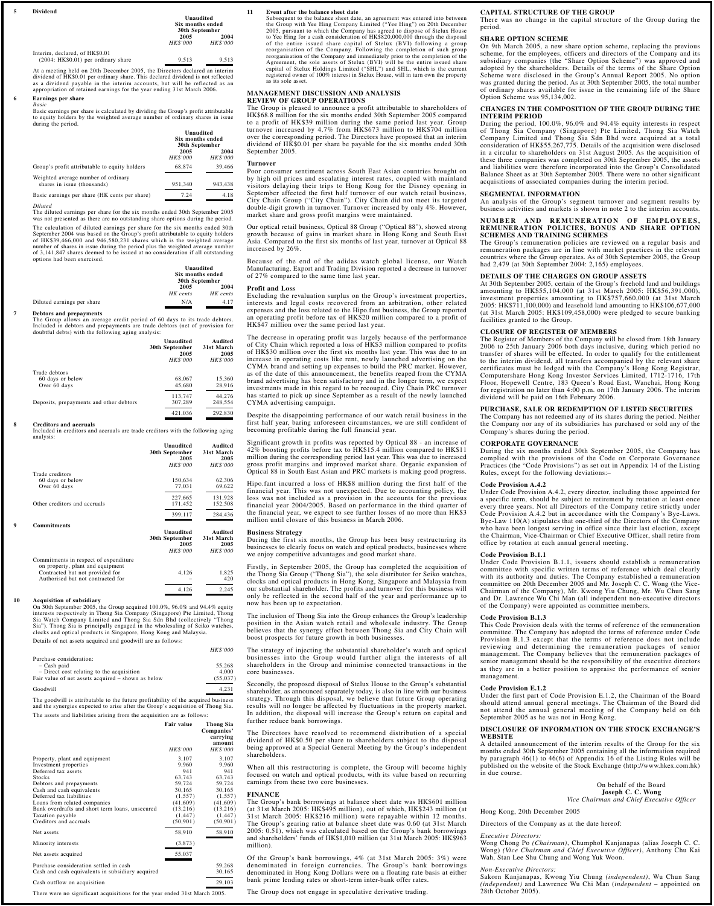**5 Dividend**

| | Unaudited Six months ended 30th September 2005 HK$'000 | 2004 HK$'000 |
|---|---|---|
| Interim, declared, of HK$0.01 (2004: HK$0.01) per ordinary share | 9,513 | 9,513 |

At a meeting held on 20th December 2005, the Directors declared an interim dividend of HK$0.01 per ordinary share. This declared dividend is not reflected as a dividend payable in the interim accounts, but will be reflected as an appropriation of retained earnings for the year ending 31st March 2006.

**6 Earnings per share**

*Basic*

Basic earnings per share is calculated by dividing the Group's profit attributable to equity holders by the weighted average number of ordinary shares in issue during the period.

| | Unaudited Six months ended 30th September 2005 HK$'000 | 2004 HK$'000 |
|---|---|---|
| Group's profit attributable to equity holders | 68,874 | 39,466 |
| Weighted average number of ordinary shares in issue (thousands) | 951,340 | 943,438 |
| Basic earnings per share (HK cents per share) | 7.24 | 4.18 |

*Diluted*

The diluted earnings per share for the six months ended 30th September 2005 was not presented as there are no outstanding share options during the period.

The calculation of diluted earnings per share for the six months ended 30th September 2004 was based on the Group's profit attributable to equity holders of HK$39,466,000 and 946,580,231 shares which is the weighted average number of shares in issue during the period plus the weighted average number of 3,141,847 shares deemed to be issued at no consideration if all outstanding options had been exercised.

| | Unaudited Six months ended 30th September 2005 HK cents | 2004 HK cents |
|---|---|---|
| Diluted earnings per share | N/A | 4.17 |

**7 Debtors and prepayments**

The Group allows an average credit period of 60 days to its trade debtors. Included in debtors and prepayments are trade debtors (net of provision for doubtful debts) with the following aging analysis:

| | Unaudited 30th September 2005 HK$'000 | Audited 31st March 2005 HK$'000 |
|---|---|---|
| Trade debtors | | |
| 60 days or below | 68,067 | 15,360 |
| Over 60 days | 45,680 | 28,916 |
| | 113,747 | 44,276 |
| Deposits, prepayments and other debtors | 307,289 | 248,554 |
| | 421,036 | 292,830 |

**8 Creditors and accruals**

Included in creditors and accruals are trade creditors with the following aging analysis:

| | Unaudited 30th September 2005 HK$'000 | Audited 31st March 2005 HK$'000 |
|---|---|---|
| Trade creditors | | |
| 60 days or below | 150,634 | 62,306 |
| Over 60 days | 77,031 | 69,622 |
| | 227,665 | 131,928 |
| Other creditors and accruals | 171,452 | 152,508 |
| | 399,117 | 284,436 |

**9 Commitments**

| | Unaudited 30th September 2005 HK$'000 | Audited 31st March 2005 HK$'000 |
|---|---|---|
| Commitments in respect of expenditure on property, plant and equipment | | |
| Contracted but not provided for | 4,126 | 1,825 |
| Authorised but not contracted for | – | 420 |
| | 4,126 | 2,245 |

**10 Acquisition of subsidiary**

On 30th September 2005, the Group acquired 100.0%, 96.0% and 94.4% equity interests respectively in Thong Sia Company (Singapore) Pte Limited, Thong Sia Watch Company Limited and Thong Sia Sdn Bhd (collectively "Thong Sia"). Thong Sia is principally engaged in the wholesaling of Seiko watches, clocks and optical products in Singapore, Hong Kong and Malaysia.

Details of net assets acquired and goodwill are as follows:

| | HK$'000 |
|---|---|
| Purchase consideration: | |
| – Cash paid | 55,268 |
| – Direct cost relating to the acquisition | 4,000 |
| Fair value of net assets acquired – shown as below | (55,037) |
| Goodwill | 4,231 |

The goodwill is attributable to the future profitability of the acquired business and the synergies expected to arise after the Group's acquisition of Thong Sia.

The assets and liabilities arising from the acquisition are as follows:

| | Fair value HK$'000 | Thong Sia Companies' carrying amount HK$'000 |
|---|---|---|
| Property, plant and equipment | 3,107 | 3,107 |
| Investment properties | 9,960 | 9,960 |
| Deferred tax assets | 941 | 941 |
| Stocks | 63,743 | 63,743 |
| Debtors and prepayments | 59,724 | 59,724 |
| Cash and cash equivalents | 30,165 | 30,165 |
| Deferred tax liabilities | (1,557) | (1,557) |
| Loans from related companies | (41,609) | (41,609) |
| Bank overdrafts and short term loans, unsecured | (13,216) | (13,216) |
| Taxation payable | (1,447) | (1,447) |
| Creditors and accruals | (50,901) | (50,901) |
| Net assets | 58,910 | 58,910 |
| Minority interests | (3,873) | |
| Net assets acquired | 55,037 | |
| Purchase consideration settled in cash | 59,268 | |
| Cash and cash equivalents in subsidiary acquired | 30,165 | |
| Cash outflow on acquisition | 29,103 | |

There were no significant acquisitions for the year ended 31st March 2005.

**11 Event after the balance sheet date**

Subsequent to the balance sheet date, an agreement was entered into between the Group with Yee Hing Company Limited ("Yee Hing") on 20th December 2005, pursuant to which the Company has agreed to dispose of Stelux House to Yee Hing for a cash consideration of HK$820,000,000 through the disposal of the entire issued share capital of Stelux (BVI) following a group reorganisation of the Company. Following the completion of such group reorganisation of the Company and immediately prior to the completion of the Agreement, the sole assets of Stelux (BVI) will be the entire issued share capital of Stelux Holdings Limited ("SHL") and SHL, which is the current registered owner of 100% interest in Stelux House, will in turn own the property as its sole asset.

## MANAGEMENT DISCUSSION AND ANALYSIS

## REVIEW OF GROUP OPERATIONS

The Group is pleased to announce a profit attributable to shareholders of HK$68.8 million for the six months ended 30th September 2005 compared to a profit of HK$39 million during the same period last year. Group turnover increased by 4.7% from HK$673 million to HK$704 million over the corresponding period. The Directors have proposed that an interim dividend of HK$0.01 per share be payable for the six months ended 30th September 2005.

### Turnover

Poor consumer sentiment across South East Asian countries brought on by high oil prices and escalating interest rates, coupled with mainland visitors delaying their trips to Hong Kong for the Disney opening in September affected the first half turnover of our watch retail business, City Chain Group ("City Chain"). City Chain did not meet its targeted double-digit growth in turnover. Turnover increased by only 4%. However, market share and gross profit margins were maintained.

Our optical retail business, Optical 88 Group ("Optical 88"), showed strong growth because of gains in market share in Hong Kong and South East Asia. Compared to the first six months of last year, turnover at Optical 88 increased by 26%.

Because of the end of the adidas watch global license, our Watch Manufacturing, Export and Trading Division reported a decrease in turnover of 27% compared to the same time last year.

### Profit and Loss

Excluding the revaluation surplus on the Group's investment properties, interests and legal costs recovered from an arbitration, other related expenses and the loss related to the Hipo.fant business, the Group reported an operating profit before tax of HK$20 million compared to a profit of HK$47 million over the same period last year.

The decrease in operating profit was largely because of the performance of City Chain which reported a loss of HK$3 million compared to profits of HK$30 million over the first six months last year. This was due to an increase in operating costs like rent, newly launched advertising on the CYMA brand and setting up expenses to build the PRC market. However, as of the date of this announcement, the benefits reaped from the CYMA brand advertising has been satisfactory and in the longer term, we expect investments made in this regard to be recouped. City Chain PRC turnover has started to pick up since September as a result of the newly launched CYMA advertising campaign.

Despite the disappointing performance of our watch retail business in the first half year, baring unforeseen circumstances, we are still confident of becoming profitable during the full financial year.

Significant growth in profits was reported by Optical 88 - an increase of 42% boosting profits before tax to HK$15.4 million compared to HK$11 million during the corresponding period last year. This was due to increased gross profit margins and improved market share. Organic expansion of Optical 88 in South East Asian and PRC markets is making good progress.

Hipo.fant incurred a loss of HK$8 million during the first half of the financial year. This was not unexpected. Due to accounting policy, the loss was not included as a provision in the accounts for the previous financial year 2004/2005. Based on performance in the third quarter of the financial year, we expect to see further losses of no more than HK$3 million until closure of this business in March 2006.

### Business Strategy

During the first six months, the Group has been busy restructuring its businesses to clearly focus on watch and optical products, businesses where we enjoy competitive advantages and good market share.

Firstly, in September 2005, the Group has completed the acquisition of the Thong Sia Group ("Thong Sia"), the sole distributor for Seiko watches, clocks and optical products in Hong Kong, Singapore and Malaysia from our substantial shareholder. The profits and turnover for this business will only be reflected in the second half of the year and performance up to now has been up to expectation.

The inclusion of Thong Sia into the Group enhances the Group's leadership position in the Asian watch retail and wholesale industry. The Group believes that the synergy effect between Thong Sia and City Chain will boost prospects for future growth in both businesses.

The strategy of injecting the substantial shareholder's watch and optical businesses into the Group would further align the interests of all shareholders in the Group and minimise connected transactions in the core businesses.

Secondly, the proposed disposal of Stelux House to the Group's substantial shareholder, as announced separately today, is also in line with our business strategy. Through this disposal, we believe that future Group operating results will no longer be affected by fluctuations in the property market. In addition, the disposal will increase the Group's return on capital and further reduce bank borrowings.

The Directors have resolved to recommend distribution of a special dividend of HK$0.50 per share to shareholders subject to the disposal being approved at a Special General Meeting by the Group's independent shareholders.

When all this restructuring is complete, the Group will become highly focused on watch and optical products, with its value based on recurring earnings from these two core businesses.

### FINANCE

The Group's bank borrowings at balance sheet date was HK$601 million (at 31st March 2005: HK$495 million), out of which, HK$243 million (at 31st March 2005: HK$216 million) were repayable within 12 months. The Group's gearing ratio at balance sheet date was 0.60 (at 31st March 2005: 0.51), which was calculated based on the Group's bank borrowings and shareholders' funds of HK$1,010 million (at 31st March 2005: HK$963 million).

Of the Group's bank borrowings, 4% (at 31st March 2005: 3%) were denominated in foreign currencies. The Group's bank borrowings denominated in Hong Kong Dollars were on a floating rate basis at either bank prime lending rates or short-term inter-bank offer rates.

The Group does not engage in speculative derivative trading.

### CAPITAL STRUCTURE OF THE GROUP

There was no change in the capital structure of the Group during the period.

### SHARE OPTION SCHEME

On 9th March 2005, a new share option scheme, replacing the previous scheme, for the employees, officers and directors of the Company and its subsidiary companies (the "Share Option Scheme") was approved and adopted by the shareholders. Details of the terms of the Share Option Scheme were disclosed in the Group's Annual Report 2005. No option was granted during the period. As at 30th September 2005, the total number of ordinary shares available for issue in the remaining life of the Share Option Scheme was 95,134,002.

### CHANGES IN THE COMPOSITION OF THE GROUP DURING THE INTERIM PERIOD

During the period, 100.0%, 96.0% and 94.4% equity interests in respect of Thong Sia Company (Singapore) Pte Limited, Thong Sia Watch Company Limited and Thong Sia Sdn Bhd were acquired at a total consideration of HK$55,267,775. Details of the acquisition were disclosed in a circular to shareholders on 31st August 2005. As the acquisition of these three companies was completed on 30th September 2005, the assets and liabilities were therefore incorporated into the Group's Consolidated Balance Sheet as at 30th September 2005. There were no other significant acquisitions of associated companies during the interim period.

### SEGMENTAL INFORMATION

An analysis of the Group's segment turnover and segment results by business activities and markets is shown in note 2 to the interim accounts.

### NUMBER AND REMUNERATION OF EMPLOYEES, REMUNERATION POLICIES, BONUS AND SHARE OPTION SCHEMES AND TRAINING SCHEMES

The Group's remuneration policies are reviewed on a regular basis and remuneration packages are in line with market practices in the relevant countries where the Group operates. As of 30th September 2005, the Group had 2,479 (at 30th September 2004: 2,165) employees.

### DETAILS OF THE CHARGES ON GROUP ASSETS

At 30th September 2005, certain of the Group's freehold land and buildings amounting to HK$55,104,000 (at 31st March 2005: HK$56,391,000), investment properties amounting to HK$757,660,000 (at 31st March 2005: HK$711,100,000) and leasehold land amounting to HK$106,677,000 (at 31st March 2005: HK$109,458,000) were pledged to secure banking facilities granted to the Group.

### CLOSURE OF REGISTER OF MEMBERS

The Register of Members of the Company will be closed from 18th January 2006 to 25th January 2006 both days inclusive, during which period no transfer of shares will be effected. In order to qualify for the entitlement to the interim dividend, all transfers accompanied by the relevant share certificates must be lodged with the Company's Hong Kong Registrar, Computershare Hong Kong Investor Services Limited, 1712-1716, 17th Floor, Hopewell Centre, 183 Queen's Road East, Wanchai, Hong Kong for registration no later than 4:00 p.m. on 17th January 2006. The interim dividend will be paid on 16th February 2006.

### PURCHASE, SALE OR REDEMPTION OF LISTED SECURITIES

The Company has not redeemed any of its shares during the period. Neither the Company nor any of its subsidiaries has purchased or sold any of the Company's shares during the period.

### CORPORATE GOVERNANCE

During the six months ended 30th September 2005, the Company has complied with the provisions of the Code on Corporate Governance Practices (the "Code Provisions") as set out in Appendix 14 of the Listing Rules, except for the following deviations:–

**Code Provision A.4.2**

Under Code Provision A.4.2, every director, including those appointed for a specific term, should be subject to retirement by rotation at least once every three years. Not all Directors of the Company retire strictly under Code Provision A.4.2 but in accordance with the Company's Bye-Laws. Bye-Law 110(A) stipulates that one-third of the Directors of the Company who have been longest serving in office since their last election, except the Chairman, Vice-Chairman or Chief Executive Officer, shall retire from office by rotation at each annual general meeting.

**Code Provision B.1.1**

Under Code Provision B.1.1, issuers should establish a remuneration committee with specific written terms of reference which deal clearly with its authority and duties. The Company established a remuneration committee on 20th December 2005 and Mr. Joseph C. C. Wong (the Vice-Chairman of the Company), Mr. Kwong Yiu Chung, Mr. Wu Chun Sang and Dr. Lawrence Wu Chi Man (all independent non-executive directors of the Company) were appointed as committee members.

**Code Provision B.1.3**

This Code Provision deals with the terms of reference of the remuneration committee. The Company has adopted the terms of reference under Code Provision B.1.3 except that the terms of reference does not include reviewing and determining the remuneration packages of senior management. The Company believes that the remuneration packages of senior management should be the responsibility of the executive directors as they are in a better position to appraise the performance of senior management.

**Code Provision E.1.2**

Under the first part of Code Provision E.1.2, the Chairman of the Board should attend annual general meetings. The Chairman of the Board did not attend the annual general meeting of the Company held on 6th September 2005 as he was not in Hong Kong.

### DISCLOSURE OF INFORMATION ON THE STOCK EXCHANGE'S WEBSITE

A detailed announcement of the interim results of the Group for the six months ended 30th September 2005 containing all the information required by paragraph 46(1) to 46(6) of Appendix 16 of the Listing Rules will be published on the website of the Stock Exchange (http://www.hkex.com.hk) in due course.

On behalf of the Board
**Joseph C. C. Wong**
*Vice Chairman and Chief Executive Officer*

Hong Kong, 20th December 2005

Directors of the Company as at the date hereof:

*Executive Directors:*
Wong Chong Po *(Chairman)*, Chumphol Kanjanapas (alias Joseph C. C. Wong) *(Vice Chairman and Chief Executive Officer)*, Anthony Chu Kai Wah, Stan Lee Shu Chung and Wong Yuk Woon.

*Non-Executive Directors:*
Sakorn Kanjanapas, Kwong Yiu Chung *(independent)*, Wu Chun Sang *(independent)* and Lawrence Wu Chi Man (*independent* – appointed on 28th October 2005).